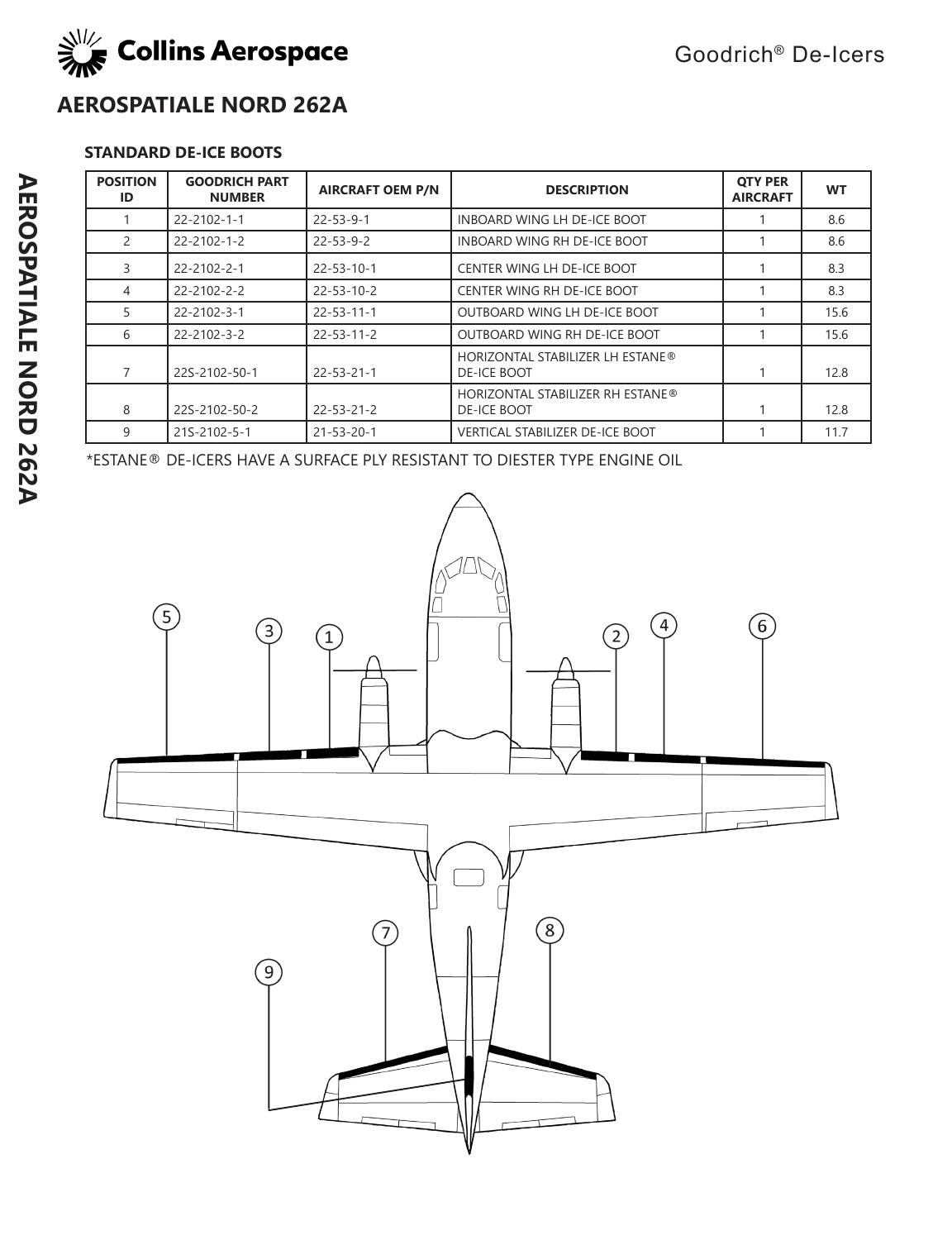Collins Aerospace

Goodrich® De-Icers

# AEROSPATIALE NORD 262A

### STANDARD DE-ICE BOOTS

| POSITION ID | GOODRICH PART NUMBER | AIRCRAFT OEM P/N | DESCRIPTION | QTY PER AIRCRAFT | WT |
|---|---|---|---|---|---|
| 1 | 22-2102-1-1 | 22-53-9-1 | INBOARD WING LH DE-ICE BOOT | 1 | 8.6 |
| 2 | 22-2102-1-2 | 22-53-9-2 | INBOARD WING RH DE-ICE BOOT | 1 | 8.6 |
| 3 | 22-2102-2-1 | 22-53-10-1 | CENTER WING LH DE-ICE BOOT | 1 | 8.3 |
| 4 | 22-2102-2-2 | 22-53-10-2 | CENTER WING RH DE-ICE BOOT | 1 | 8.3 |
| 5 | 22-2102-3-1 | 22-53-11-1 | OUTBOARD WING LH DE-ICE BOOT | 1 | 15.6 |
| 6 | 22-2102-3-2 | 22-53-11-2 | OUTBOARD WING RH DE-ICE BOOT | 1 | 15.6 |
| 7 | 22S-2102-50-1 | 22-53-21-1 | HORIZONTAL STABILIZER LH ESTANE® DE-ICE BOOT | 1 | 12.8 |
| 8 | 22S-2102-50-2 | 22-53-21-2 | HORIZONTAL STABILIZER RH ESTANE® DE-ICE BOOT | 1 | 12.8 |
| 9 | 21S-2102-5-1 | 21-53-20-1 | VERTICAL STABILIZER DE-ICE BOOT | 1 | 11.7 |

*ESTANE® DE-ICERS HAVE A SURFACE PLY RESISTANT TO DIESTER TYPE ENGINE OIL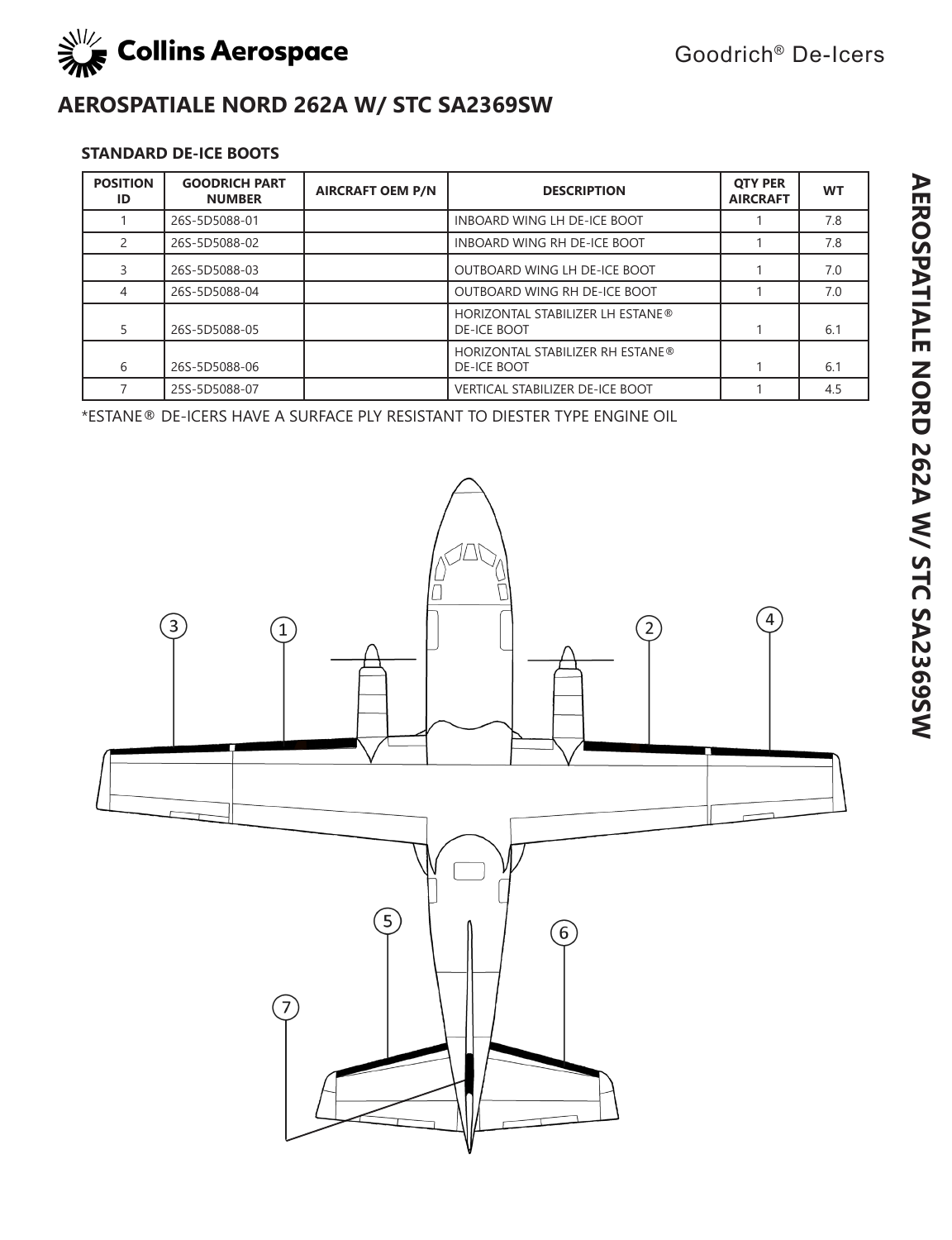## AEROSPATIALE NORD 262A W/ STC SA2369SW

### STANDARD DE-ICE BOOTS

| POSITION ID | GOODRICH PART NUMBER | AIRCRAFT OEM P/N | DESCRIPTION | QTY PER AIRCRAFT | WT |
|---|---|---|---|---|---|
| 1 | 26S-5D5088-01 | | INBOARD WING LH DE-ICE BOOT | 1 | 7.8 |
| 2 | 26S-5D5088-02 | | INBOARD WING RH DE-ICE BOOT | 1 | 7.8 |
| 3 | 26S-5D5088-03 | | OUTBOARD WING LH DE-ICE BOOT | 1 | 7.0 |
| 4 | 26S-5D5088-04 | | OUTBOARD WING RH DE-ICE BOOT | 1 | 7.0 |
| 5 | 26S-5D5088-05 | | HORIZONTAL STABILIZER LH ESTANE® DE-ICE BOOT | 1 | 6.1 |
| 6 | 26S-5D5088-06 | | HORIZONTAL STABILIZER RH ESTANE® DE-ICE BOOT | 1 | 6.1 |
| 7 | 25S-5D5088-07 | | VERTICAL STABILIZER DE-ICE BOOT | 1 | 4.5 |

*ESTANE® DE-ICERS HAVE A SURFACE PLY RESISTANT TO DIESTER TYPE ENGINE OIL

3
1
2
4
5
6
7